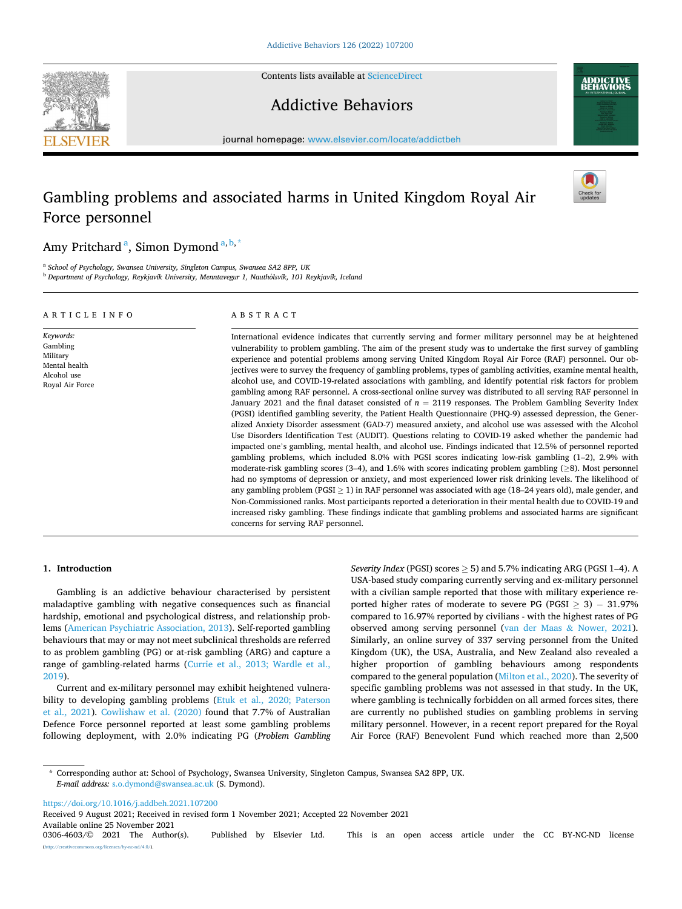# Gambling problems and associated harms in United Kingdom Royal Air Force personnel

Amy Pritchard [a], Simon Dymond [a,b,*]

[a] School of Psychology, Swansea University, Singleton Campus, Swansea SA2 8PP, UK

[b] Department of Psychology, Reykjavík University, Menntavegur 1, Nauthólsvík, 101 Reykjavík, Iceland

## ARTICLE INFO

*Keywords:*
Gambling
Military
Mental health
Alcohol use
Royal Air Force

## ABSTRACT

International evidence indicates that currently serving and former military personnel may be at heightened vulnerability to problem gambling. The aim of the present study was to undertake the first survey of gambling experience and potential problems among serving United Kingdom Royal Air Force (RAF) personnel. Our objectives were to survey the frequency of gambling problems, types of gambling activities, examine mental health, alcohol use, and COVID-19-related associations with gambling, and identify potential risk factors for problem gambling among RAF personnel. A cross-sectional online survey was distributed to all serving RAF personnel in January 2021 and the final dataset consisted of $n = 2119$ responses. The Problem Gambling Severity Index (PGSI) identified gambling severity, the Patient Health Questionnaire (PHQ-9) assessed depression, the Generalized Anxiety Disorder assessment (GAD-7) measured anxiety, and alcohol use was assessed with the Alcohol Use Disorders Identification Test (AUDIT). Questions relating to COVID-19 asked whether the pandemic had impacted one's gambling, mental health, and alcohol use. Findings indicated that 12.5% of personnel reported gambling problems, which included 8.0% with PGSI scores indicating low-risk gambling (1–2), 2.9% with moderate-risk gambling scores (3–4), and 1.6% with scores indicating problem gambling (≥8). Most personnel had no symptoms of depression or anxiety, and most experienced lower risk drinking levels. The likelihood of any gambling problem (PGSI ≥ 1) in RAF personnel was associated with age (18–24 years old), male gender, and Non-Commissioned ranks. Most participants reported a deterioration in their mental health due to COVID-19 and increased risky gambling. These findings indicate that gambling problems and associated harms are significant concerns for serving RAF personnel.

## 1. Introduction

Gambling is an addictive behaviour characterised by persistent maladaptive gambling with negative consequences such as financial hardship, emotional and psychological distress, and relationship problems (American Psychiatric Association, 2013). Self-reported gambling behaviours that may or may not meet subclinical thresholds are referred to as problem gambling (PG) or at-risk gambling (ARG) and capture a range of gambling-related harms (Currie et al., 2013; Wardle et al., 2019).

Current and ex-military personnel may exhibit heightened vulnerability to developing gambling problems (Etuk et al., 2020; Paterson et al., 2021). Cowlishaw et al. (2020) found that 7.7% of Australian Defence Force personnel reported at least some gambling problems following deployment, with 2.0% indicating PG (*Problem Gambling Severity Index* (PGSI) scores ≥ 5) and 5.7% indicating ARG (PGSI 1–4). A USA-based study comparing currently serving and ex-military personnel with a civilian sample reported that those with military experience reported higher rates of moderate to severe PG (PGSI ≥ 3) – 31.97% compared to 16.97% reported by civilians - with the highest rates of PG observed among serving personnel (van der Maas & Nower, 2021). Similarly, an online survey of 337 serving personnel from the United Kingdom (UK), the USA, Australia, and New Zealand also revealed a higher proportion of gambling behaviours among respondents compared to the general population (Milton et al., 2020). The severity of specific gambling problems was not assessed in that study. In the UK, where gambling is technically forbidden on all armed forces sites, there are currently no published studies on gambling problems in serving military personnel. However, in a recent report prepared for the Royal Air Force (RAF) Benevolent Fund which reached more than 2,500

* Corresponding author at: School of Psychology, Swansea University, Singleton Campus, Swansea SA2 8PP, UK.
*E-mail address:* s.o.dymond@swansea.ac.uk (S. Dymond).

https://doi.org/10.1016/j.addbeh.2021.107200
Received 9 August 2021; Received in revised form 1 November 2021; Accepted 22 November 2021
Available online 25 November 2021
0306-4603/© 2021 The Author(s). Published by Elsevier Ltd. This is an open access article under the CC BY-NC-ND license (http://creativecommons.org/licenses/by-nc-nd/4.0/).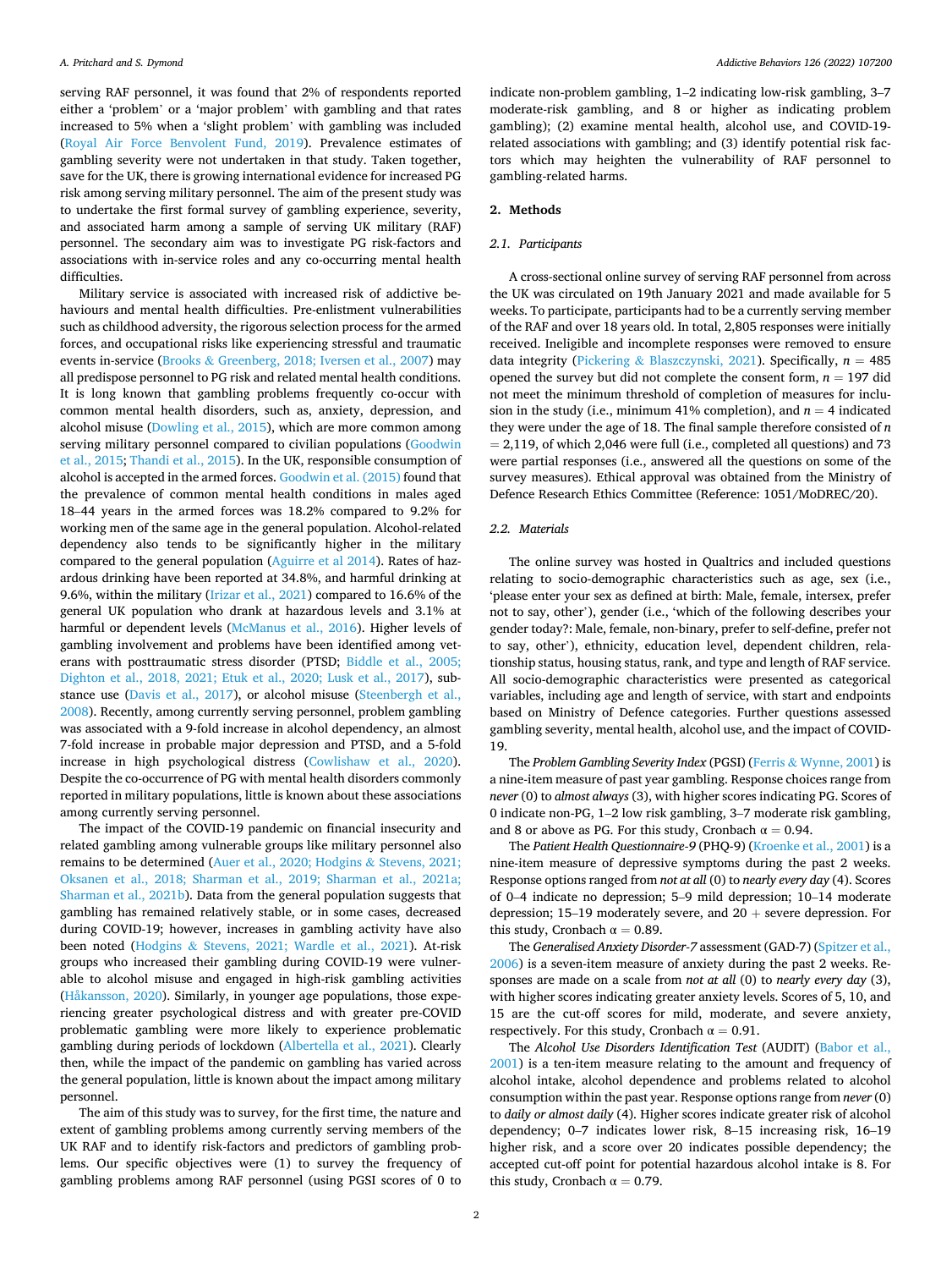serving RAF personnel, it was found that 2% of respondents reported either a 'problem' or a 'major problem' with gambling and that rates increased to 5% when a 'slight problem' with gambling was included (Royal Air Force Benvolent Fund, 2019). Prevalence estimates of gambling severity were not undertaken in that study. Taken together, save for the UK, there is growing international evidence for increased PG risk among serving military personnel. The aim of the present study was to undertake the first formal survey of gambling experience, severity, and associated harm among a sample of serving UK military (RAF) personnel. The secondary aim was to investigate PG risk-factors and associations with in-service roles and any co-occurring mental health difficulties.

Military service is associated with increased risk of addictive behaviours and mental health difficulties. Pre-enlistment vulnerabilities such as childhood adversity, the rigorous selection process for the armed forces, and occupational risks like experiencing stressful and traumatic events in-service (Brooks & Greenberg, 2018; Iversen et al., 2007) may all predispose personnel to PG risk and related mental health conditions. It is long known that gambling problems frequently co-occur with common mental health disorders, such as, anxiety, depression, and alcohol misuse (Dowling et al., 2015), which are more common among serving military personnel compared to civilian populations (Goodwin et al., 2015; Thandi et al., 2015). In the UK, responsible consumption of alcohol is accepted in the armed forces. Goodwin et al. (2015) found that the prevalence of common mental health conditions in males aged 18–44 years in the armed forces was 18.2% compared to 9.2% for working men of the same age in the general population. Alcohol-related dependency also tends to be significantly higher in the military compared to the general population (Aguirre et al 2014). Rates of hazardous drinking have been reported at 34.8%, and harmful drinking at 9.6%, within the military (Irizar et al., 2021) compared to 16.6% of the general UK population who drank at hazardous levels and 3.1% at harmful or dependent levels (McManus et al., 2016). Higher levels of gambling involvement and problems have been identified among veterans with posttraumatic stress disorder (PTSD; Biddle et al., 2005; Dighton et al., 2018, 2021; Etuk et al., 2020; Lusk et al., 2017), substance use (Davis et al., 2017), or alcohol misuse (Steenbergh et al., 2008). Recently, among currently serving personnel, problem gambling was associated with a 9-fold increase in alcohol dependency, an almost 7-fold increase in probable major depression and PTSD, and a 5-fold increase in high psychological distress (Cowlishaw et al., 2020). Despite the co-occurrence of PG with mental health disorders commonly reported in military populations, little is known about these associations among currently serving personnel.

The impact of the COVID-19 pandemic on financial insecurity and related gambling among vulnerable groups like military personnel also remains to be determined (Auer et al., 2020; Hodgins & Stevens, 2021; Oksanen et al., 2018; Sharman et al., 2019; Sharman et al., 2021a; Sharman et al., 2021b). Data from the general population suggests that gambling has remained relatively stable, or in some cases, decreased during COVID-19; however, increases in gambling activity have also been noted (Hodgins & Stevens, 2021; Wardle et al., 2021). At-risk groups who increased their gambling during COVID-19 were vulnerable to alcohol misuse and engaged in high-risk gambling activities (Håkansson, 2020). Similarly, in younger age populations, those experiencing greater psychological distress and with greater pre-COVID problematic gambling were more likely to experience problematic gambling during periods of lockdown (Albertella et al., 2021). Clearly then, while the impact of the pandemic on gambling has varied across the general population, little is known about the impact among military personnel.

The aim of this study was to survey, for the first time, the nature and extent of gambling problems among currently serving members of the UK RAF and to identify risk-factors and predictors of gambling problems. Our specific objectives were (1) to survey the frequency of gambling problems among RAF personnel (using PGSI scores of 0 to indicate non-problem gambling, 1–2 indicating low-risk gambling, 3–7 moderate-risk gambling, and 8 or higher as indicating problem gambling); (2) examine mental health, alcohol use, and COVID-19-related associations with gambling; and (3) identify potential risk factors which may heighten the vulnerability of RAF personnel to gambling-related harms.

## 2. Methods

### 2.1. Participants

A cross-sectional online survey of serving RAF personnel from across the UK was circulated on 19th January 2021 and made available for 5 weeks. To participate, participants had to be a currently serving member of the RAF and over 18 years old. In total, 2,805 responses were initially received. Ineligible and incomplete responses were removed to ensure data integrity (Pickering & Blaszczynski, 2021). Specifically, $n = 485$ opened the survey but did not complete the consent form, $n = 197$ did not meet the minimum threshold of completion of measures for inclusion in the study (i.e., minimum 41% completion), and $n = 4$ indicated they were under the age of 18. The final sample therefore consisted of $n = 2,119$, of which 2,046 were full (i.e., completed all questions) and 73 were partial responses (i.e., answered all the questions on some of the survey measures). Ethical approval was obtained from the Ministry of Defence Research Ethics Committee (Reference: 1051/MoDREC/20).

### 2.2. Materials

The online survey was hosted in Qualtrics and included questions relating to socio-demographic characteristics such as age, sex (i.e., 'please enter your sex as defined at birth: Male, female, intersex, prefer not to say, other'), gender (i.e., 'which of the following describes your gender today?: Male, female, non-binary, prefer to self-define, prefer not to say, other'), ethnicity, education level, dependent children, relationship status, housing status, rank, and type and length of RAF service. All socio-demographic characteristics were presented as categorical variables, including age and length of service, with start and endpoints based on Ministry of Defence categories. Further questions assessed gambling severity, mental health, alcohol use, and the impact of COVID-19.

The *Problem Gambling Severity Index* (PGSI) (Ferris & Wynne, 2001) is a nine-item measure of past year gambling. Response choices range from *never* (0) to *almost always* (3), with higher scores indicating PG. Scores of 0 indicate non-PG, 1–2 low risk gambling, 3–7 moderate risk gambling, and 8 or above as PG. For this study, Cronbach α = 0.94.

The *Patient Health Questionnaire-9* (PHQ-9) (Kroenke et al., 2001) is a nine-item measure of depressive symptoms during the past 2 weeks. Response options ranged from *not at all* (0) to *nearly every day* (4). Scores of 0–4 indicate no depression; 5–9 mild depression; 10–14 moderate depression; 15–19 moderately severe, and 20 + severe depression. For this study, Cronbach α = 0.89.

The *Generalised Anxiety Disorder-7* assessment (GAD-7) (Spitzer et al., 2006) is a seven-item measure of anxiety during the past 2 weeks. Responses are made on a scale from *not at all* (0) to *nearly every day* (3), with higher scores indicating greater anxiety levels. Scores of 5, 10, and 15 are the cut-off scores for mild, moderate, and severe anxiety, respectively. For this study, Cronbach α = 0.91.

The *Alcohol Use Disorders Identification Test* (AUDIT) (Babor et al., 2001) is a ten-item measure relating to the amount and frequency of alcohol intake, alcohol dependence and problems related to alcohol consumption within the past year. Response options range from *never* (0) to *daily or almost daily* (4). Higher scores indicate greater risk of alcohol dependency; 0–7 indicates lower risk, 8–15 increasing risk, 16–19 higher risk, and a score over 20 indicates possible dependency; the accepted cut-off point for potential hazardous alcohol intake is 8. For this study, Cronbach α = 0.79.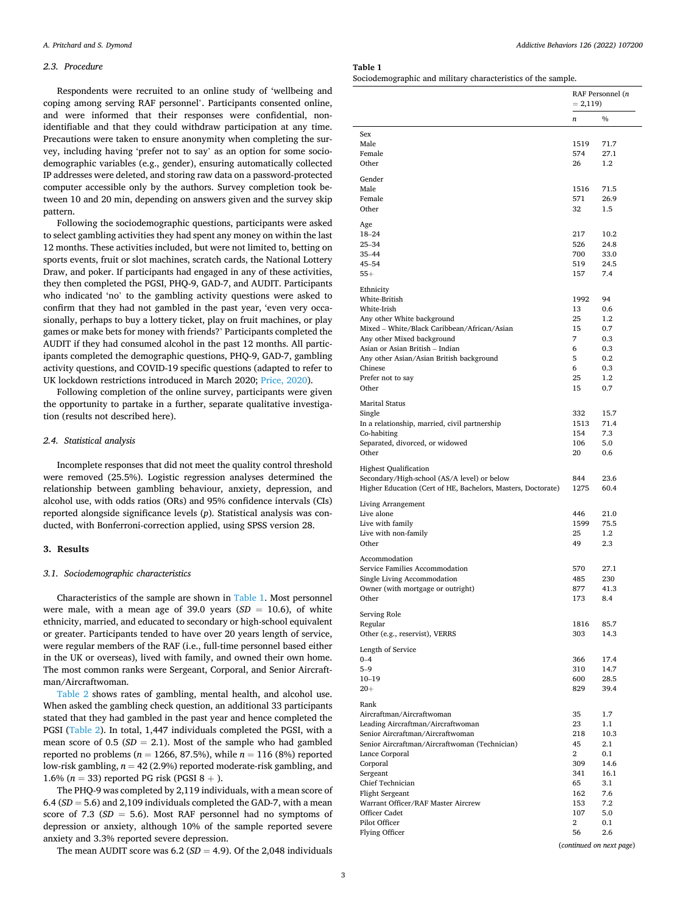### 2.3. Procedure

Respondents were recruited to an online study of 'wellbeing and coping among serving RAF personnel'. Participants consented online, and were informed that their responses were confidential, non-identifiable and that they could withdraw participation at any time. Precautions were taken to ensure anonymity when completing the survey, including having 'prefer not to say' as an option for some sociodemographic variables (e.g., gender), ensuring automatically collected IP addresses were deleted, and storing raw data on a password-protected computer accessible only by the authors. Survey completion took between 10 and 20 min, depending on answers given and the survey skip pattern.

Following the sociodemographic questions, participants were asked to select gambling activities they had spent any money on within the last 12 months. These activities included, but were not limited to, betting on sports events, fruit or slot machines, scratch cards, the National Lottery Draw, and poker. If participants had engaged in any of these activities, they then completed the PGSI, PHQ-9, GAD-7, and AUDIT. Participants who indicated 'no' to the gambling activity questions were asked to confirm that they had not gambled in the past year, 'even very occasionally, perhaps to buy a lottery ticket, play on fruit machines, or play games or make bets for money with friends?' Participants completed the AUDIT if they had consumed alcohol in the past 12 months. All participants completed the demographic questions, PHQ-9, GAD-7, gambling activity questions, and COVID-19 specific questions (adapted to refer to UK lockdown restrictions introduced in March 2020; Price, 2020).

Following completion of the online survey, participants were given the opportunity to partake in a further, separate qualitative investigation (results not described here).

### 2.4. Statistical analysis

Incomplete responses that did not meet the quality control threshold were removed (25.5%). Logistic regression analyses determined the relationship between gambling behaviour, anxiety, depression, and alcohol use, with odds ratios (ORs) and 95% confidence intervals (CIs) reported alongside significance levels ($p$). Statistical analysis was conducted, with Bonferroni-correction applied, using SPSS version 28.

## 3. Results

### 3.1. Sociodemographic characteristics

Characteristics of the sample are shown in Table 1. Most personnel were male, with a mean age of 39.0 years ($SD = 10.6$), of white ethnicity, married, and educated to secondary or high-school equivalent or greater. Participants tended to have over 20 years length of service, were regular members of the RAF (i.e., full-time personnel based either in the UK or overseas), lived with family, and owned their own home. The most common ranks were Sergeant, Corporal, and Senior Aircraftman/Aircraftwoman.

Table 2 shows rates of gambling, mental health, and alcohol use. When asked the gambling check question, an additional 33 participants stated that they had gambled in the past year and hence completed the PGSI (Table 2). In total, 1,447 individuals completed the PGSI, with a mean score of 0.5 ($SD = 2.1$). Most of the sample who had gambled reported no problems ($n = 1266$, 87.5%), while $n = 116$ (8%) reported low-risk gambling, $n = 42$ (2.9%) reported moderate-risk gambling, and 1.6% ($n = 33$) reported PG risk (PGSI 8 +).

The PHQ-9 was completed by 2,119 individuals, with a mean score of 6.4 ($SD = 5.6$) and 2,109 individuals completed the GAD-7, with a mean score of 7.3 ($SD = 5.6$). Most RAF personnel had no symptoms of depression or anxiety, although 10% of the sample reported severe anxiety and 3.3% reported severe depression.

The mean AUDIT score was 6.2 ($SD = 4.9$). Of the 2,048 individuals

**Table 1**
Sociodemographic and military characteristics of the sample.

| | RAF Personnel ($n$ = 2,119) | |
|---|---|---|
| | $n$ | % |
| **Sex** | | |
| Male | 1519 | 71.7 |
| Female | 574 | 27.1 |
| Other | 26 | 1.2 |
| **Gender** | | |
| Male | 1516 | 71.5 |
| Female | 571 | 26.9 |
| Other | 32 | 1.5 |
| **Age** | | |
| 18–24 | 217 | 10.2 |
| 25–34 | 526 | 24.8 |
| 35–44 | 700 | 33.0 |
| 45–54 | 519 | 24.5 |
| 55+ | 157 | 7.4 |
| **Ethnicity** | | |
| White-British | 1992 | 94 |
| White-Irish | 13 | 0.6 |
| Any other White background | 25 | 1.2 |
| Mixed – White/Black Caribbean/African/Asian | 15 | 0.7 |
| Any other Mixed background | 7 | 0.3 |
| Asian or Asian British – Indian | 6 | 0.3 |
| Any other Asian/Asian British background | 5 | 0.2 |
| Chinese | 6 | 0.3 |
| Prefer not to say | 25 | 1.2 |
| Other | 15 | 0.7 |
| **Marital Status** | | |
| Single | 332 | 15.7 |
| In a relationship, married, civil partnership | 1513 | 71.4 |
| Co-habiting | 154 | 7.3 |
| Separated, divorced, or widowed | 106 | 5.0 |
| Other | 20 | 0.6 |
| **Highest Qualification** | | |
| Secondary/High-school (AS/A level) or below | 844 | 23.6 |
| Higher Education (Cert of HE, Bachelors, Masters, Doctorate) | 1275 | 60.4 |
| **Living Arrangement** | | |
| Live alone | 446 | 21.0 |
| Live with family | 1599 | 75.5 |
| Live with non-family | 25 | 1.2 |
| Other | 49 | 2.3 |
| **Accommodation** | | |
| Service Families Accommodation | 570 | 27.1 |
| Single Living Accommodation | 485 | 230 |
| Owner (with mortgage or outright) | 877 | 41.3 |
| Other | 173 | 8.4 |
| **Serving Role** | | |
| Regular | 1816 | 85.7 |
| Other (e.g., reservist), VERRS | 303 | 14.3 |
| **Length of Service** | | |
| 0–4 | 366 | 17.4 |
| 5–9 | 310 | 14.7 |
| 10–19 | 600 | 28.5 |
| 20+ | 829 | 39.4 |
| **Rank** | | |
| Aircraftman/Aircraftwoman | 35 | 1.7 |
| Leading Aircraftman/Aircraftwoman | 23 | 1.1 |
| Senior Aircraftman/Aircraftwoman | 218 | 10.3 |
| Senior Aircraftman/Aircraftwoman (Technician) | 45 | 2.1 |
| Lance Corporal | 2 | 0.1 |
| Corporal | 309 | 14.6 |
| Sergeant | 341 | 16.1 |
| Chief Technician | 65 | 3.1 |
| Flight Sergeant | 162 | 7.6 |
| Warrant Officer/RAF Master Aircrew | 153 | 7.2 |
| Officer Cadet | 107 | 5.0 |
| Pilot Officer | 2 | 0.1 |
| Flying Officer | 56 | 2.6 |

(*continued on next page*)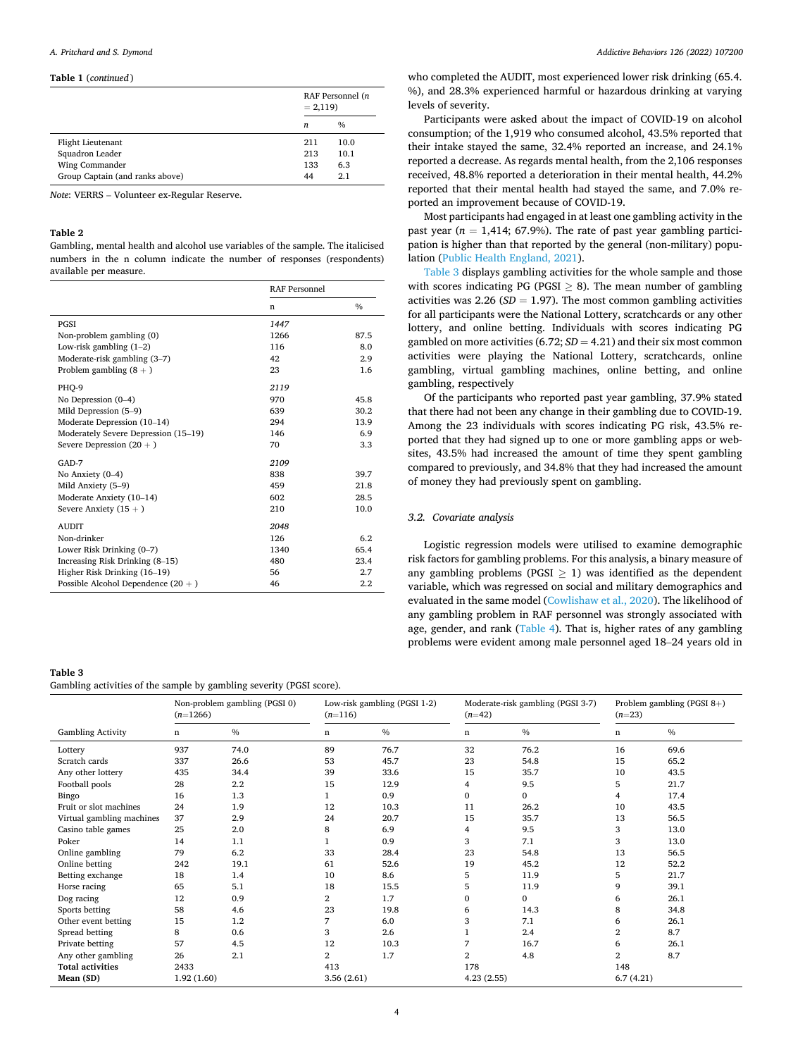**Table 1** (*continued*)

| | RAF Personnel (*n* = 2,119) | |
|---|---|---|
| | *n* | % |
| Flight Lieutenant | 211 | 10.0 |
| Squadron Leader | 213 | 10.1 |
| Wing Commander | 133 | 6.3 |
| Group Captain (and ranks above) | 44 | 2.1 |

*Note*: VERRS – Volunteer ex-Regular Reserve.

**Table 2**

Gambling, mental health and alcohol use variables of the sample. The italicised numbers in the n column indicate the number of responses (respondents) available per measure.

| | RAF Personnel | |
|---|---|---|
| | n | % |
| PGSI | *1447* | |
| Non-problem gambling (0) | 1266 | 87.5 |
| Low-risk gambling (1–2) | 116 | 8.0 |
| Moderate-risk gambling (3–7) | 42 | 2.9 |
| Problem gambling (8 + ) | 23 | 1.6 |
| PHQ-9 | *2119* | |
| No Depression (0–4) | 970 | 45.8 |
| Mild Depression (5–9) | 639 | 30.2 |
| Moderate Depression (10–14) | 294 | 13.9 |
| Moderately Severe Depression (15–19) | 146 | 6.9 |
| Severe Depression (20 + ) | 70 | 3.3 |
| GAD-7 | *2109* | |
| No Anxiety (0–4) | 838 | 39.7 |
| Mild Anxiety (5–9) | 459 | 21.8 |
| Moderate Anxiety (10–14) | 602 | 28.5 |
| Severe Anxiety (15 + ) | 210 | 10.0 |
| AUDIT | *2048* | |
| Non-drinker | 126 | 6.2 |
| Lower Risk Drinking (0–7) | 1340 | 65.4 |
| Increasing Risk Drinking (8–15) | 480 | 23.4 |
| Higher Risk Drinking (16–19) | 56 | 2.7 |
| Possible Alcohol Dependence (20 + ) | 46 | 2.2 |

who completed the AUDIT, most experienced lower risk drinking (65.4. %), and 28.3% experienced harmful or hazardous drinking at varying levels of severity.

Participants were asked about the impact of COVID-19 on alcohol consumption; of the 1,919 who consumed alcohol, 43.5% reported that their intake stayed the same, 32.4% reported an increase, and 24.1% reported a decrease. As regards mental health, from the 2,106 responses received, 48.8% reported a deterioration in their mental health, 44.2% reported that their mental health had stayed the same, and 7.0% reported an improvement because of COVID-19.

Most participants had engaged in at least one gambling activity in the past year ($n$ = 1,414; 67.9%). The rate of past year gambling participation is higher than that reported by the general (non-military) population (Public Health England, 2021).

Table 3 displays gambling activities for the whole sample and those with scores indicating PG (PGSI $\geq$ 8). The mean number of gambling activities was 2.26 (*SD* = 1.97). The most common gambling activities for all participants were the National Lottery, scratchcards or any other lottery, and online betting. Individuals with scores indicating PG gambled on more activities (6.72; *SD* = 4.21) and their six most common activities were playing the National Lottery, scratchcards, online gambling, virtual gambling machines, online betting, and online gambling, respectively

Of the participants who reported past year gambling, 37.9% stated that there had not been any change in their gambling due to COVID-19. Among the 23 individuals with scores indicating PG risk, 43.5% reported that they had signed up to one or more gambling apps or websites, 43.5% had increased the amount of time they spent gambling compared to previously, and 34.8% that they had increased the amount of money they had previously spent on gambling.

### 3.2. Covariate analysis

Logistic regression models were utilised to examine demographic risk factors for gambling problems. For this analysis, a binary measure of any gambling problems (PGSI $\geq$ 1) was identified as the dependent variable, which was regressed on social and military demographics and evaluated in the same model (Cowlishaw et al., 2020). The likelihood of any gambling problem in RAF personnel was strongly associated with age, gender, and rank (Table 4). That is, higher rates of any gambling problems were evident among male personnel aged 18–24 years old in

**Table 3**

Gambling activities of the sample by gambling severity (PGSI score).

| | Non-problem gambling (PGSI 0) ($n$=1266) | | Low-risk gambling (PGSI 1-2) ($n$=116) | | Moderate-risk gambling (PGSI 3-7) ($n$=42) | | Problem gambling (PGSI 8+) ($n$=23) | |
|---|---|---|---|---|---|---|---|---|
| Gambling Activity | n | % | n | % | n | % | n | % |
| Lottery | 937 | 74.0 | 89 | 76.7 | 32 | 76.2 | 16 | 69.6 |
| Scratch cards | 337 | 26.6 | 53 | 45.7 | 23 | 54.8 | 15 | 65.2 |
| Any other lottery | 435 | 34.4 | 39 | 33.6 | 15 | 35.7 | 10 | 43.5 |
| Football pools | 28 | 2.2 | 15 | 12.9 | 4 | 9.5 | 5 | 21.7 |
| Bingo | 16 | 1.3 | 1 | 0.9 | 0 | 0 | 4 | 17.4 |
| Fruit or slot machines | 24 | 1.9 | 12 | 10.3 | 11 | 26.2 | 10 | 43.5 |
| Virtual gambling machines | 37 | 2.9 | 24 | 20.7 | 15 | 35.7 | 13 | 56.5 |
| Casino table games | 25 | 2.0 | 8 | 6.9 | 4 | 9.5 | 3 | 13.0 |
| Poker | 14 | 1.1 | 1 | 0.9 | 3 | 7.1 | 3 | 13.0 |
| Online gambling | 79 | 6.2 | 33 | 28.4 | 23 | 54.8 | 13 | 56.5 |
| Online betting | 242 | 19.1 | 61 | 52.6 | 19 | 45.2 | 12 | 52.2 |
| Betting exchange | 18 | 1.4 | 10 | 8.6 | 5 | 11.9 | 5 | 21.7 |
| Horse racing | 65 | 5.1 | 18 | 15.5 | 5 | 11.9 | 9 | 39.1 |
| Dog racing | 12 | 0.9 | 2 | 1.7 | 0 | 0 | 6 | 26.1 |
| Sports betting | 58 | 4.6 | 23 | 19.8 | 6 | 14.3 | 8 | 34.8 |
| Other event betting | 15 | 1.2 | 7 | 6.0 | 3 | 7.1 | 6 | 26.1 |
| Spread betting | 8 | 0.6 | 3 | 2.6 | 1 | 2.4 | 2 | 8.7 |
| Private betting | 57 | 4.5 | 12 | 10.3 | 7 | 16.7 | 6 | 26.1 |
| Any other gambling | 26 | 2.1 | 2 | 1.7 | 2 | 4.8 | 2 | 8.7 |
| **Total activities** | 2433 | | 413 | | 178 | | 148 | |
| **Mean (SD)** | 1.92 (1.60) | | 3.56 (2.61) | | 4.23 (2.55) | | 6.7 (4.21) | |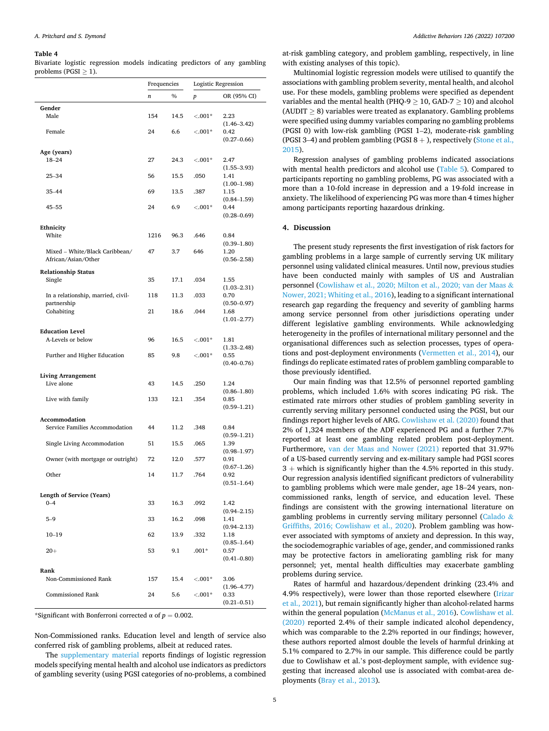**Table 4**
Bivariate logistic regression models indicating predictors of any gambling problems (PGSI ≥ 1).

| | Frequencies | | Logistic Regression | |
|---|---|---|---|---|
| | n | % | p | OR (95% CI) |
| **Gender** | | | | |
| Male | 154 | 14.5 | <.001* | 2.23 (1.46–3.42) |
| Female | 24 | 6.6 | <.001* | 0.42 (0.27–0.66) |
| **Age (years)** | | | | |
| 18–24 | 27 | 24.3 | <.001* | 2.47 (1.55–3.93) |
| 25–34 | 56 | 15.5 | .050 | 1.41 (1.00–1.98) |
| 35–44 | 69 | 13.5 | .387 | 1.15 (0.84–1.59) |
| 45–55 | 24 | 6.9 | <.001* | 0.44 (0.28–0.69) |
| **Ethnicity** | | | | |
| White | 1216 | 96.3 | .646 | 0.84 (0.39–1.80) |
| Mixed – White/Black Caribbean/ African/Asian/Other | 47 | 3.7 | 646 | 1.20 (0.56–2.58) |
| **Relationship Status** | | | | |
| Single | 35 | 17.1 | .034 | 1.55 (1.03–2.31) |
| In a relationship, married, civil-partnership | 118 | 11.3 | .033 | 0.70 (0.50–0.97) |
| Cohabiting | 21 | 18.6 | .044 | 1.68 (1.01–2.77) |
| **Education Level** | | | | |
| A-Levels or below | 96 | 16.5 | <.001* | 1.81 (1.33–2.48) |
| Further and Higher Education | 85 | 9.8 | <.001* | 0.55 (0.40–0.76) |
| **Living Arrangement** | | | | |
| Live alone | 43 | 14.5 | .250 | 1.24 (0.86–1.80) |
| Live with family | 133 | 12.1 | .354 | 0.85 (0.59–1.21) |
| **Accommodation** | | | | |
| Service Families Accommodation | 44 | 11.2 | .348 | 0.84 (0.59–1.21) |
| Single Living Accommodation | 51 | 15.5 | .065 | 1.39 (0.98–1.97) |
| Owner (with mortgage or outright) | 72 | 12.0 | .577 | 0.91 (0.67–1.26) |
| Other | 14 | 11.7 | .764 | 0.92 (0.51–1.64) |
| **Length of Service (Years)** | | | | |
| 0–4 | 33 | 16.3 | .092 | 1.42 (0.94–2.15) |
| 5–9 | 33 | 16.2 | .098 | 1.41 (0.94–2.13) |
| 10–19 | 62 | 13.9 | .332 | 1.18 (0.85–1.64) |
| 20+ | 53 | 9.1 | .001* | 0.57 (0.41–0.80) |
| **Rank** | | | | |
| Non-Commissioned Rank | 157 | 15.4 | <.001* | 3.06 (1.96–4.77) |
| Commissioned Rank | 24 | 5.6 | <.001* | 0.33 (0.21–0.51) |

*Significant with Bonferroni corrected α of $p = 0.002$.

Non-Commissioned ranks. Education level and length of service also conferred risk of gambling problems, albeit at reduced rates.

The supplementary material reports findings of logistic regression models specifying mental health and alcohol use indicators as predictors of gambling severity (using PGSI categories of no-problems, a combined at-risk gambling category, and problem gambling, respectively, in line with existing analyses of this topic).

Multinomial logistic regression models were utilised to quantify the associations with gambling problem severity, mental health, and alcohol use. For these models, gambling problems were specified as dependent variables and the mental health (PHQ-9 ≥ 10, GAD-7 ≥ 10) and alcohol (AUDIT ≥ 8) variables were treated as explanatory. Gambling problems were specified using dummy variables comparing no gambling problems (PGSI 0) with low-risk gambling (PGSI 1–2), moderate-risk gambling (PGSI 3–4) and problem gambling (PGSI 8 +), respectively (Stone et al., 2015).

Regression analyses of gambling problems indicated associations with mental health predictors and alcohol use (Table 5). Compared to participants reporting no gambling problems, PG was associated with a more than a 10-fold increase in depression and a 19-fold increase in anxiety. The likelihood of experiencing PG was more than 4 times higher among participants reporting hazardous drinking.

## 4. Discussion

The present study represents the first investigation of risk factors for gambling problems in a large sample of currently serving UK military personnel using validated clinical measures. Until now, previous studies have been conducted mainly with samples of US and Australian personnel (Cowlishaw et al., 2020; Milton et al., 2020; van der Maas & Nower, 2021; Whiting et al., 2016), leading to a significant international research gap regarding the frequency and severity of gambling harms among service personnel from other jurisdictions operating under different legislative gambling environments. While acknowledging heterogeneity in the profiles of international military personnel and the organisational differences such as selection processes, types of operations and post-deployment environments (Vermetten et al., 2014), our findings do replicate estimated rates of problem gambling comparable to those previously identified.

Our main finding was that 12.5% of personnel reported gambling problems, which included 1.6% with scores indicating PG risk. The estimated rate mirrors other studies of problem gambling severity in currently serving military personnel conducted using the PGSI, but our findings report higher levels of ARG. Cowlishaw et al. (2020) found that 2% of 1,324 members of the ADF experienced PG and a further 7.7% reported at least one gambling related problem post-deployment. Furthermore, van der Maas and Nower (2021) reported that 31.97% of a US-based currently serving and ex-military sample had PGSI scores 3 + which is significantly higher than the 4.5% reported in this study. Our regression analysis identified significant predictors of vulnerability to gambling problems which were male gender, age 18–24 years, non-commissioned ranks, length of service, and education level. These findings are consistent with the growing international literature on gambling problems in currently serving military personnel (Calado & Griffiths, 2016; Cowlishaw et al., 2020). Problem gambling was however associated with symptoms of anxiety and depression. In this way, the sociodemographic variables of age, gender, and commissioned ranks may be protective factors in ameliorating gambling risk for many personnel; yet, mental health difficulties may exacerbate gambling problems during service.

Rates of harmful and hazardous/dependent drinking (23.4% and 4.9% respectively), were lower than those reported elsewhere (Irizar et al., 2021), but remain significantly higher than alcohol-related harms within the general population (McManus et al., 2016). Cowlishaw et al. (2020) reported 2.4% of their sample indicated alcohol dependency, which was comparable to the 2.2% reported in our findings; however, these authors reported almost double the levels of harmful drinking at 5.1% compared to 2.7% in our sample. This difference could be partly due to Cowlishaw et al.'s post-deployment sample, with evidence suggesting that increased alcohol use is associated with combat-area deployments (Bray et al., 2013).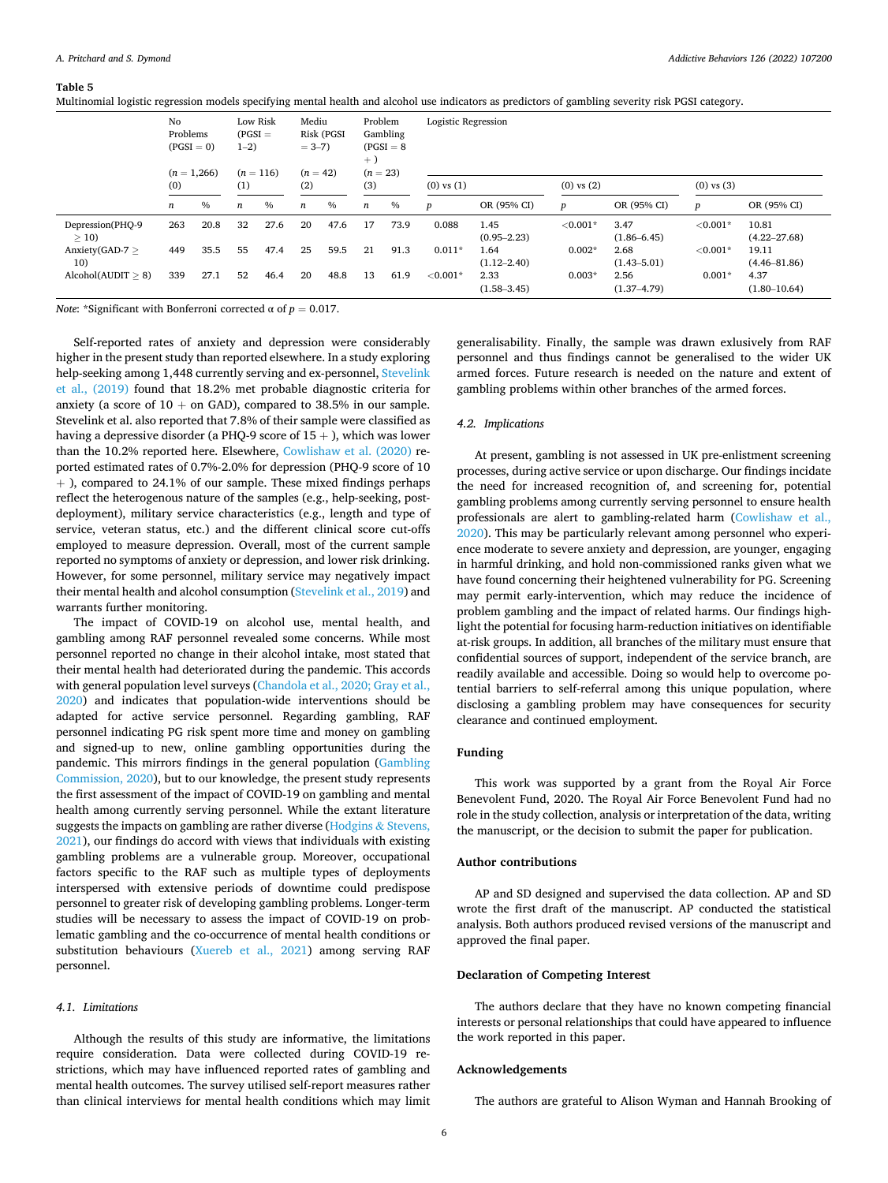**Table 5**
Multinomial logistic regression models specifying mental health and alcohol use indicators as predictors of gambling severity risk PGSI category.

| | No Problems (PGSI = 0) (n = 1,266) (0) | | Low Risk (PGSI = 1–2) (n = 116) (1) | | Medium Risk (PGSI = 3–7) (n = 42) (2) | | Problem Gambling (PGSI = 8 +) (n = 23) (3) | | Logistic Regression | | | | | |
|---|---|---|---|---|---|---|---|---|---|---|---|---|---|---|
| | | | | | | | | | (0) vs (1) | | (0) vs (2) | | (0) vs (3) | |
| | n | % | n | % | n | % | n | % | p | OR (95% CI) | p | OR (95% CI) | p | OR (95% CI) |
| Depression(PHQ-9 ≥ 10) | 263 | 20.8 | 32 | 27.6 | 20 | 47.6 | 17 | 73.9 | 0.088 | 1.45 (0.95–2.23) | <0.001* | 3.47 (1.86–6.45) | <0.001* | 10.81 (4.22–27.68) |
| Anxiety(GAD-7 ≥ 10) | 449 | 35.5 | 55 | 47.4 | 25 | 59.5 | 21 | 91.3 | 0.011* | 1.64 (1.12–2.40) | 0.002* | 2.68 (1.43–5.01) | <0.001* | 19.11 (4.46–81.86) |
| Alcohol(AUDIT ≥ 8) | 339 | 27.1 | 52 | 46.4 | 20 | 48.8 | 13 | 61.9 | <0.001* | 2.33 (1.58–3.45) | 0.003* | 2.56 (1.37–4.79) | 0.001* | 4.37 (1.80–10.64) |

*Note*: *Significant with Bonferroni corrected α of p = 0.017.

Self-reported rates of anxiety and depression were considerably higher in the present study than reported elsewhere. In a study exploring help-seeking among 1,448 currently serving and ex-personnel, Stevelink et al., (2019) found that 18.2% met probable diagnostic criteria for anxiety (a score of 10 + on GAD), compared to 38.5% in our sample. Stevelink et al. also reported that 7.8% of their sample were classified as having a depressive disorder (a PHQ-9 score of 15 + ), which was lower than the 10.2% reported here. Elsewhere, Cowlishaw et al. (2020) reported estimated rates of 0.7%-2.0% for depression (PHQ-9 score of 10 + ), compared to 24.1% of our sample. These mixed findings perhaps reflect the heterogenous nature of the samples (e.g., help-seeking, post-deployment), military service characteristics (e.g., length and type of service, veteran status, etc.) and the different clinical score cut-offs employed to measure depression. Overall, most of the current sample reported no symptoms of anxiety or depression, and lower risk drinking. However, for some personnel, military service may negatively impact their mental health and alcohol consumption (Stevelink et al., 2019) and warrants further monitoring.

The impact of COVID-19 on alcohol use, mental health, and gambling among RAF personnel revealed some concerns. While most personnel reported no change in their alcohol intake, most stated that their mental health had deteriorated during the pandemic. This accords with general population level surveys (Chandola et al., 2020; Gray et al., 2020) and indicates that population-wide interventions should be adapted for active service personnel. Regarding gambling, RAF personnel indicating PG risk spent more time and money on gambling and signed-up to new, online gambling opportunities during the pandemic. This mirrors findings in the general population (Gambling Commission, 2020), but to our knowledge, the present study represents the first assessment of the impact of COVID-19 on gambling and mental health among currently serving personnel. While the extant literature suggests the impacts on gambling are rather diverse (Hodgins & Stevens, 2021), our findings do accord with views that individuals with existing gambling problems are a vulnerable group. Moreover, occupational factors specific to the RAF such as multiple types of deployments interspersed with extensive periods of downtime could predispose personnel to greater risk of developing gambling problems. Longer-term studies will be necessary to assess the impact of COVID-19 on problematic gambling and the co-occurrence of mental health conditions or substitution behaviours (Xuereb et al., 2021) among serving RAF personnel.

### 4.1. Limitations

Although the results of this study are informative, the limitations require consideration. Data were collected during COVID-19 restrictions, which may have influenced reported rates of gambling and mental health outcomes. The survey utilised self-report measures rather than clinical interviews for mental health conditions which may limit generalisability. Finally, the sample was drawn exlusively from RAF personnel and thus findings cannot be generalised to the wider UK armed forces. Future research is needed on the nature and extent of gambling problems within other branches of the armed forces.

### 4.2. Implications

At present, gambling is not assessed in UK pre-enlistment screening processes, during active service or upon discharge. Our findings incidate the need for increased recognition of, and screening for, potential gambling problems among currently serving personnel to ensure health professionals are alert to gambling-related harm (Cowlishaw et al., 2020). This may be particularly relevant among personnel who experience moderate to severe anxiety and depression, are younger, engaging in harmful drinking, and hold non-commissioned ranks given what we have found concerning their heightened vulnerability for PG. Screening may permit early-intervention, which may reduce the incidence of problem gambling and the impact of related harms. Our findings highlight the potential for focusing harm-reduction initiatives on identifiable at-risk groups. In addition, all branches of the military must ensure that confidential sources of support, independent of the service branch, are readily available and accessible. Doing so would help to overcome potential barriers to self-referral among this unique population, where disclosing a gambling problem may have consequences for security clearance and continued employment.

## Funding

This work was supported by a grant from the Royal Air Force Benevolent Fund, 2020. The Royal Air Force Benevolent Fund had no role in the study collection, analysis or interpretation of the data, writing the manuscript, or the decision to submit the paper for publication.

## Author contributions

AP and SD designed and supervised the data collection. AP and SD wrote the first draft of the manuscript. AP conducted the statistical analysis. Both authors produced revised versions of the manuscript and approved the final paper.

## Declaration of Competing Interest

The authors declare that they have no known competing financial interests or personal relationships that could have appeared to influence the work reported in this paper.

## Acknowledgements

The authors are grateful to Alison Wyman and Hannah Brooking of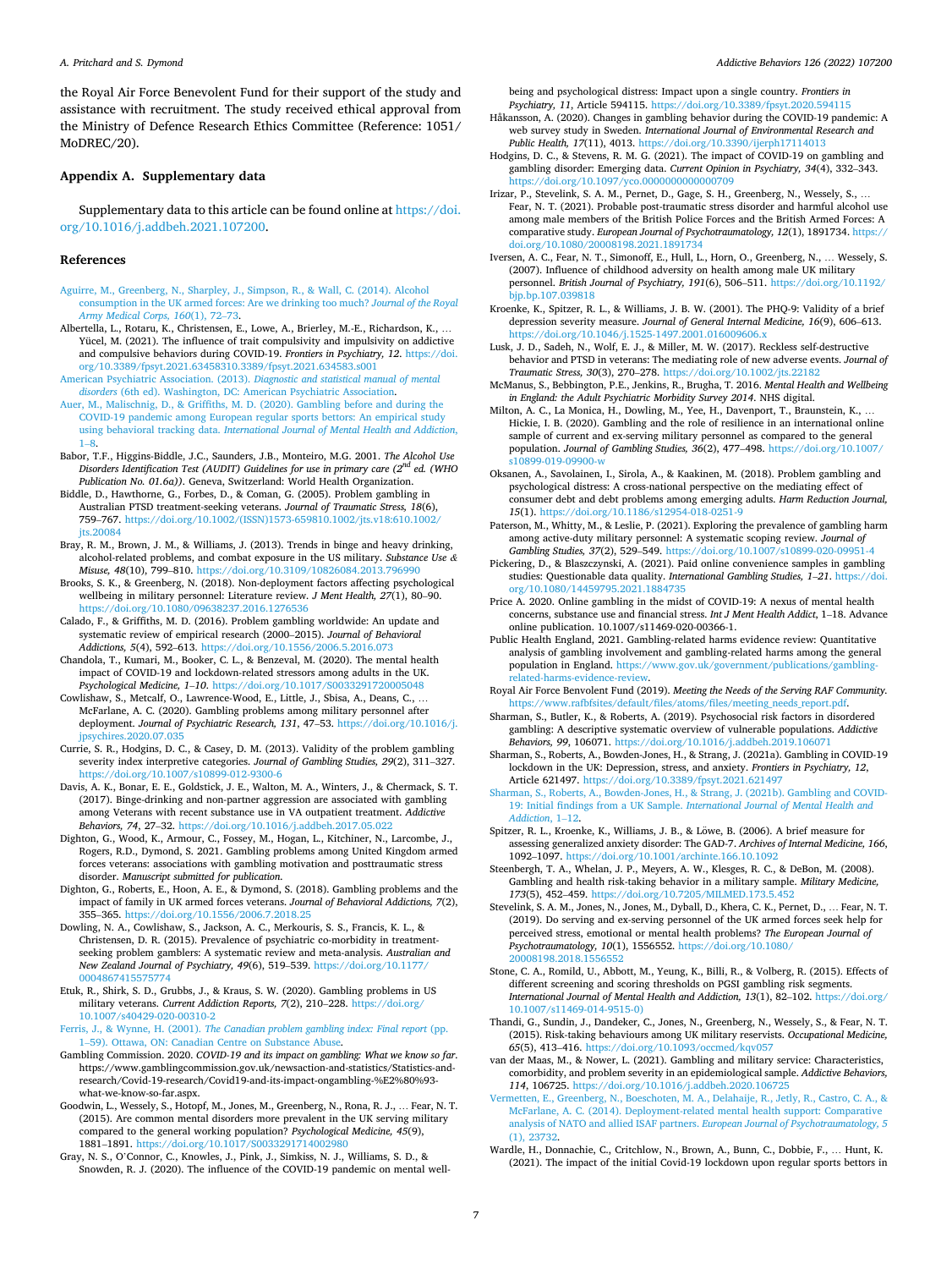the Royal Air Force Benevolent Fund for their support of the study and assistance with recruitment. The study received ethical approval from the Ministry of Defence Research Ethics Committee (Reference: 1051/MoDREC/20).

## Appendix A. Supplementary data

Supplementary data to this article can be found online at https://doi.org/10.1016/j.addbeh.2021.107200.

## References

Aguirre, M., Greenberg, N., Sharpley, J., Simpson, R., & Wall, C. (2014). Alcohol consumption in the UK armed forces: Are we drinking too much? *Journal of the Royal Army Medical Corps, 160*(1), 72–73.

Albertella, L., Rotaru, K., Christensen, E., Lowe, A., Brierley, M.-E., Richardson, K., … Yücel, M. (2021). The influence of trait compulsivity and impulsivity on addictive and compulsive behaviors during COVID-19. *Frontiers in Psychiatry, 12*. https://doi.org/10.3389/fpsyt.2021.63458310.3389/fpsyt.2021.634583.s001

American Psychiatric Association. (2013). *Diagnostic and statistical manual of mental disorders* (6th ed). Washington, DC: American Psychiatric Association.

Auer, M., Malischnig, D., & Griffiths, M. D. (2020). Gambling before and during the COVID-19 pandemic among European regular sports bettors: An empirical study using behavioral tracking data. *International Journal of Mental Health and Addiction*, 1–8.

Babor, T.F., Higgins-Biddle, J.C., Saunders, J.B., Monteiro, M.G. 2001. *The Alcohol Use Disorders Identification Test (AUDIT) Guidelines for use in primary care (2nd ed. (WHO Publication No. 01.6a))*. Geneva, Switzerland: World Health Organization.

Biddle, D., Hawthorne, G., Forbes, D., & Coman, G. (2005). Problem gambling in Australian PTSD treatment-seeking veterans. *Journal of Traumatic Stress, 18*(6), 759–767. https://doi.org/10.1002/(ISSN)1573-659810.1002/jts.v18:610.1002/jts.20084

Bray, R. M., Brown, J. M., & Williams, J. (2013). Trends in binge and heavy drinking, alcohol-related problems, and combat exposure in the US military. *Substance Use & Misuse, 48*(10), 799–810. https://doi.org/10.3109/10826084.2013.796990

Brooks, S. K., & Greenberg, N. (2018). Non-deployment factors affecting psychological wellbeing in military personnel: Literature review. *J Ment Health, 27*(1), 80–90. https://doi.org/10.1080/09638237.2016.1276536

Calado, F., & Griffiths, M. D. (2016). Problem gambling worldwide: An update and systematic review of empirical research (2000–2015). *Journal of Behavioral Addictions, 5*(4), 592–613. https://doi.org/10.1556/2006.5.2016.073

Chandola, T., Kumari, M., Booker, C. L., & Benzeval, M. (2020). The mental health impact of COVID-19 and lockdown-related stressors among adults in the UK. *Psychological Medicine, 1–10*. https://doi.org/10.1017/S0033291720005048

Cowlishaw, S., Metcalf, O., Lawrence-Wood, E., Little, J., Sbisa, A., Deans, C., … McFarlane, A. C. (2020). Gambling problems among military personnel after deployment. *Journal of Psychiatric Research, 131*, 47–53. https://doi.org/10.1016/j.jpsychires.2020.07.035

Currie, S. R., Hodgins, D. C., & Casey, D. M. (2013). Validity of the problem gambling severity index interpretive categories. *Journal of Gambling Studies, 29*(2), 311–327. https://doi.org/10.1007/s10899-012-9300-6

Davis, A. K., Bonar, E. E., Goldstick, J. E., Walton, M. A., Winters, J., & Chermack, S. T. (2017). Binge-drinking and non-partner aggression are associated with gambling among Veterans with recent substance use in VA outpatient treatment. *Addictive Behaviors, 74*, 27–32. https://doi.org/10.1016/j.addbeh.2017.05.022

Dighton, G., Wood, K., Armour, C., Fossey, M., Hogan, L., Kitchiner, N., Larcombe, J., Rogers, R.D., Dymond, S. 2021. Gambling problems among United Kingdom armed forces veterans: associations with gambling motivation and posttraumatic stress disorder. *Manuscript submitted for publication.*

Dighton, G., Roberts, E., Hoon, A. E., & Dymond, S. (2018). Gambling problems and the impact of family in UK armed forces veterans. *Journal of Behavioral Addictions, 7*(2), 355–365. https://doi.org/10.1556/2006.7.2018.25

Dowling, N. A., Cowlishaw, S., Jackson, A. C., Merkouris, S. S., Francis, K. L., & Christensen, D. R. (2015). Prevalence of psychiatric co-morbidity in treatment-seeking problem gamblers: A systematic review and meta-analysis. *Australian and New Zealand Journal of Psychiatry, 49*(6), 519–539. https://doi.org/10.1177/0004867415575774

Etuk, R., Shirk, S. D., Grubbs, J., & Kraus, S. W. (2020). Gambling problems in US military veterans. *Current Addiction Reports, 7*(2), 210–228. https://doi.org/10.1007/s40429-020-00310-2

Ferris, J., & Wynne, H. (2001). *The Canadian problem gambling index: Final report* (pp. 1–59). Ottawa, ON: Canadian Centre on Substance Abuse.

Gambling Commission. 2020. *COVID-19 and its impact on gambling: What we know so far*. https://www.gamblingcommission.gov.uk/newsaction-and-statistics/Statistics-and-research/Covid-19-research/Covid19-and-its-impact-ongambling-%E2%80%93-what-we-know-so-far.aspx.

Goodwin, L., Wessely, S., Hotopf, M., Jones, M., Greenberg, N., Rona, R. J., … Fear, N. T. (2015). Are common mental disorders more prevalent in the UK serving military compared to the general working population? *Psychological Medicine, 45*(9), 1881–1891. https://doi.org/10.1017/S0033291714002980

Gray, N. S., O'Connor, C., Knowles, J., Pink, J., Simkiss, N. J., Williams, S. D., & Snowden, R. J. (2020). The influence of the COVID-19 pandemic on mental well-being and psychological distress: Impact upon a single country. *Frontiers in Psychiatry, 11*, Article 594115. https://doi.org/10.3389/fpsyt.2020.594115

Håkansson, A. (2020). Changes in gambling behavior during the COVID-19 pandemic: A web survey study in Sweden. *International Journal of Environmental Research and Public Health, 17*(11), 4013. https://doi.org/10.3390/ijerph17114013

Hodgins, D. C., & Stevens, R. M. G. (2021). The impact of COVID-19 on gambling and gambling disorder: Emerging data. *Current Opinion in Psychiatry, 34*(4), 332–343. https://doi.org/10.1097/yco.0000000000000709

Irizar, P., Stevelink, S. A. M., Pernet, D., Gage, S. H., Greenberg, N., Wessely, S., … Fear, N. T. (2021). Probable post-traumatic stress disorder and harmful alcohol use among male members of the British Police Forces and the British Armed Forces: A comparative study. *European Journal of Psychotraumatology, 12*(1), 1891734. https://doi.org/10.1080/20008198.2021.1891734

Iversen, A. C., Fear, N. T., Simonoff, E., Hull, L., Horn, O., Greenberg, N., … Wessely, S. (2007). Influence of childhood adversity on health among male UK military personnel. *British Journal of Psychiatry, 191*(6), 506–511. https://doi.org/10.1192/bjp.bp.107.039818

Kroenke, K., Spitzer, R. L., & Williams, J. B. W. (2001). The PHQ-9: Validity of a brief depression severity measure. *Journal of General Internal Medicine, 16*(9), 606–613. https://doi.org/10.1046/j.1525-1497.2001.016009606.x

Lusk, J. D., Sadeh, N., Wolf, E. J., & Miller, M. W. (2017). Reckless self-destructive behavior and PTSD in veterans: The mediating role of new adverse events. *Journal of Traumatic Stress, 30*(3), 270–278. https://doi.org/10.1002/jts.22182

McManus, S., Bebbington, P.E., Jenkins, R., Brugha, T. 2016. *Mental Health and Wellbeing in England: the Adult Psychiatric Morbidity Survey 2014*. NHS digital.

Milton, A. C., La Monica, H., Dowling, M., Yee, H., Davenport, T., Braunstein, K., … Hickie, I. B. (2020). Gambling and the role of resilience in an international online sample of current and ex-serving military personnel as compared to the general population. *Journal of Gambling Studies, 36*(2), 477–498. https://doi.org/10.1007/s10899-019-09900-w

Oksanen, A., Savolainen, I., Sirola, A., & Kaakinen, M. (2018). Problem gambling and psychological distress: A cross-national perspective on the mediating effect of consumer debt and debt problems among emerging adults. *Harm Reduction Journal, 15*(1). https://doi.org/10.1186/s12954-018-0251-9

Paterson, M., Whitty, M., & Leslie, P. (2021). Exploring the prevalence of gambling harm among active-duty military personnel: A systematic scoping review. *Journal of Gambling Studies, 37*(2), 529–549. https://doi.org/10.1007/s10899-020-09951-4

Pickering, D., & Blaszczynski, A. (2021). Paid online convenience samples in gambling studies: Questionable data quality. *International Gambling Studies, 1–21*. https://doi.org/10.1080/14459795.2021.1884735

Price A. 2020. Online gambling in the midst of COVID-19: A nexus of mental health concerns, substance use and financial stress. *Int J Ment Health Addict*, 1–18. Advance online publication. 10.1007/s11469-020-00366-1.

Public Health England, 2021. Gambling-related harms evidence review: Quantitative analysis of gambling involvement and gambling-related harms among the general population in England. https://www.gov.uk/government/publications/gambling-related-harms-evidence-review.

Royal Air Force Benevolent Fund (2019). *Meeting the Needs of the Serving RAF Community*. https://www.rafbfsites/default/files/atoms/files/meeting_needs_report.pdf.

Sharman, S., Butler, K., & Roberts, A. (2019). Psychosocial risk factors in disordered gambling: A descriptive systematic overview of vulnerable populations. *Addictive Behaviors, 99*, 106071. https://doi.org/10.1016/j.addbeh.2019.106071

Sharman, S., Roberts, A., Bowden-Jones, H., & Strang, J. (2021a). Gambling in COVID-19 lockdown in the UK: Depression, stress, and anxiety. *Frontiers in Psychiatry, 12*, Article 621497. https://doi.org/10.3389/fpsyt.2021.621497

Sharman, S., Roberts, A., Bowden-Jones, H., & Strang, J. (2021b). Gambling and COVID-19: Initial findings from a UK Sample. *International Journal of Mental Health and Addiction*, 1–12.

Spitzer, R. L., Kroenke, K., Williams, J. B., & Löwe, B. (2006). A brief measure for assessing generalized anxiety disorder: The GAD-7. *Archives of Internal Medicine, 166*, 1092–1097. https://doi.org/10.1001/archinte.166.10.1092

Steenbergh, T. A., Whelan, J. P., Meyers, A. W., Klesges, R. C., & DeBon, M. (2008). Gambling and health risk-taking behavior in a military sample. *Military Medicine, 173*(5), 452–459. https://doi.org/10.7205/MILMED.173.5.452

Stevelink, S. A. M., Jones, N., Jones, M., Dyball, D., Khera, C. K., Pernet, D., … Fear, N. T. (2019). Do serving and ex-serving personnel of the UK armed forces seek help for perceived stress, emotional or mental health problems? *The European Journal of Psychotraumatology, 10*(1), 1556552. https://doi.org/10.1080/20008198.2018.1556552

Stone, C. A., Romild, U., Abbott, M., Yeung, K., Billi, R., & Volberg, R. (2015). Effects of different screening and scoring thresholds on PGSI gambling risk segments. *International Journal of Mental Health and Addiction, 13*(1), 82–102. https://doi.org/10.1007/s11469-014-9515-0)

Thandi, G., Sundin, J., Dandeker, C., Jones, N., Greenberg, N., Wessely, S., & Fear, N. T. (2015). Risk-taking behaviours among UK military reservists. *Occupational Medicine, 65*(5), 413–416. https://doi.org/10.1093/occmed/kqv057

van der Maas, M., & Nower, L. (2021). Gambling and military service: Characteristics, comorbidity, and problem severity in an epidemiological sample. *Addictive Behaviors, 114*, 106725. https://doi.org/10.1016/j.addbeh.2020.106725

Vermetten, E., Greenberg, N., Boeschoten, M. A., Delahaije, R., Jetly, R., Castro, C. A., & McFarlane, A. C. (2014). Deployment-related mental health support: Comparative analysis of NATO and allied ISAF partners. *European Journal of Psychotraumatology, 5*(1), 23732.

Wardle, H., Donnachie, C., Critchlow, N., Brown, A., Bunn, C., Dobbie, F., … Hunt, K. (2021). The impact of the initial Covid-19 lockdown upon regular sports bettors in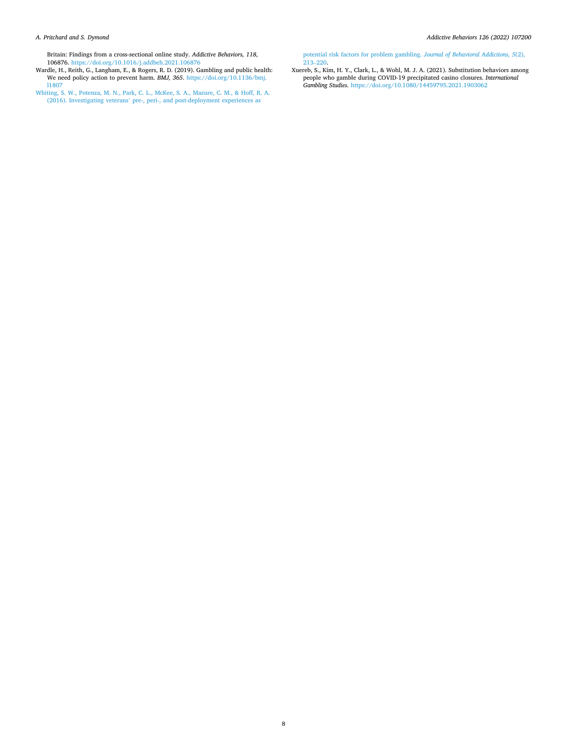Britain: Findings from a cross-sectional online study. *Addictive Behaviors, 118*, 106876. https://doi.org/10.1016/j.addbeh.2021.106876

Wardle, H., Reith, G., Langham, E., & Rogers, R. D. (2019). Gambling and public health: We need policy action to prevent harm. *BMJ, 365*. https://doi.org/10.1136/bmj.l1807

Whiting, S. W., Potenza, M. N., Park, C. L., McKee, S. A., Mazure, C. M., & Hoff, R. A. (2016). Investigating veterans' pre-, peri-, and post-deployment experiences as potential risk factors for problem gambling. *Journal of Behavioral Addictions, 5*(2), 213–220.

Xuereb, S., Kim, H. Y., Clark, L., & Wohl, M. J. A. (2021). Substitution behaviors among people who gamble during COVID-19 precipitated casino closures. *International Gambling Studies*. https://doi.org/10.1080/14459795.2021.1903062